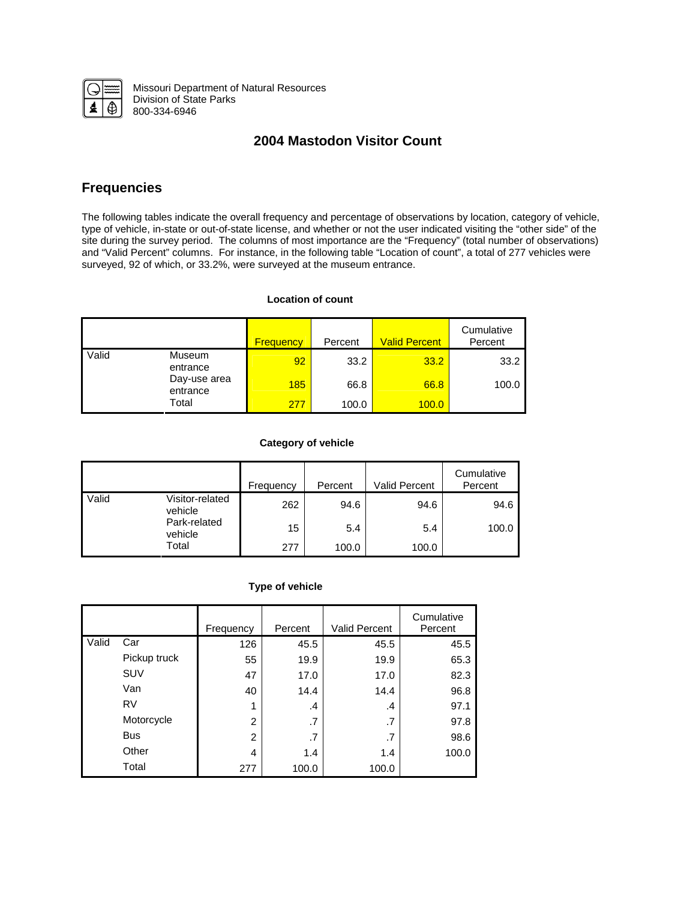Missouri Department of Natural Resources
Division of State Parks
800-334-6946

# 2004 Mastodon Visitor Count

## Frequencies

The following tables indicate the overall frequency and percentage of observations by location, category of vehicle, type of vehicle, in-state or out-of-state license, and whether or not the user indicated visiting the "other side" of the site during the survey period. The columns of most importance are the "Frequency" (total number of observations) and "Valid Percent" columns. For instance, in the following table "Location of count", a total of 277 vehicles were surveyed, 92 of which, or 33.2%, were surveyed at the museum entrance.

**Location of count**

| | | Frequency | Percent | Valid Percent | Cumulative Percent |
|---|---|---|---|---|---|
| Valid | Museum entrance | 92 | 33.2 | 33.2 | 33.2 |
| | Day-use area entrance | 185 | 66.8 | 66.8 | 100.0 |
| | Total | 277 | 100.0 | 100.0 | |

**Category of vehicle**

| | | Frequency | Percent | Valid Percent | Cumulative Percent |
|---|---|---|---|---|---|
| Valid | Visitor-related vehicle | 262 | 94.6 | 94.6 | 94.6 |
| | Park-related vehicle | 15 | 5.4 | 5.4 | 100.0 |
| | Total | 277 | 100.0 | 100.0 | |

**Type of vehicle**

| | | Frequency | Percent | Valid Percent | Cumulative Percent |
|---|---|---|---|---|---|
| Valid | Car | 126 | 45.5 | 45.5 | 45.5 |
| | Pickup truck | 55 | 19.9 | 19.9 | 65.3 |
| | SUV | 47 | 17.0 | 17.0 | 82.3 |
| | Van | 40 | 14.4 | 14.4 | 96.8 |
| | RV | 1 | .4 | .4 | 97.1 |
| | Motorcycle | 2 | .7 | .7 | 97.8 |
| | Bus | 2 | .7 | .7 | 98.6 |
| | Other | 4 | 1.4 | 1.4 | 100.0 |
| | Total | 277 | 100.0 | 100.0 | |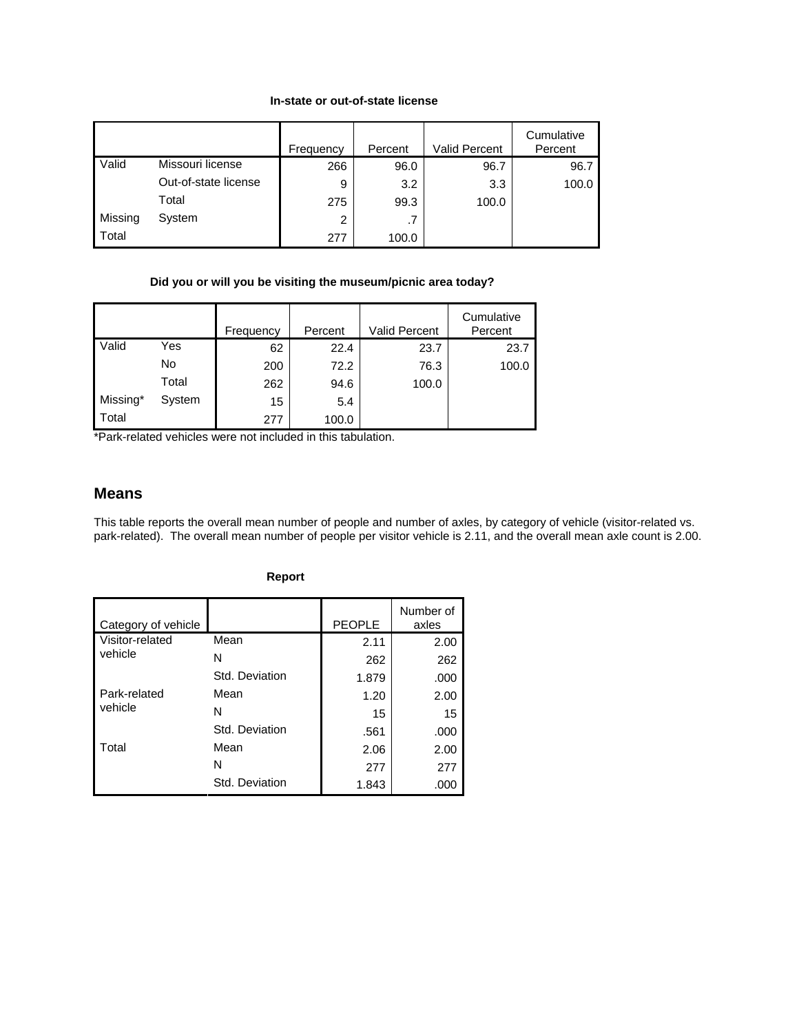**In-state or out-of-state license**

| | | Frequency | Percent | Valid Percent | Cumulative Percent |
|---|---|---|---|---|---|
| Valid | Missouri license | 266 | 96.0 | 96.7 | 96.7 |
| | Out-of-state license | 9 | 3.2 | 3.3 | 100.0 |
| | Total | 275 | 99.3 | 100.0 | |
| Missing | System | 2 | .7 | | |
| Total | | 277 | 100.0 | | |

**Did you or will you be visiting the museum/picnic area today?**

| | | Frequency | Percent | Valid Percent | Cumulative Percent |
|---|---|---|---|---|---|
| Valid | Yes | 62 | 22.4 | 23.7 | 23.7 |
| | No | 200 | 72.2 | 76.3 | 100.0 |
| | Total | 262 | 94.6 | 100.0 | |
| Missing* | System | 15 | 5.4 | | |
| Total | | 277 | 100.0 | | |

*Park-related vehicles were not included in this tabulation.

## Means

This table reports the overall mean number of people and number of axles, by category of vehicle (visitor-related vs. park-related). The overall mean number of people per visitor vehicle is 2.11, and the overall mean axle count is 2.00.

**Report**

| Category of vehicle | | PEOPLE | Number of axles |
|---|---|---|---|
| Visitor-related vehicle | Mean | 2.11 | 2.00 |
| | N | 262 | 262 |
| | Std. Deviation | 1.879 | .000 |
| Park-related vehicle | Mean | 1.20 | 2.00 |
| | N | 15 | 15 |
| | Std. Deviation | .561 | .000 |
| Total | Mean | 2.06 | 2.00 |
| | N | 277 | 277 |
| | Std. Deviation | 1.843 | .000 |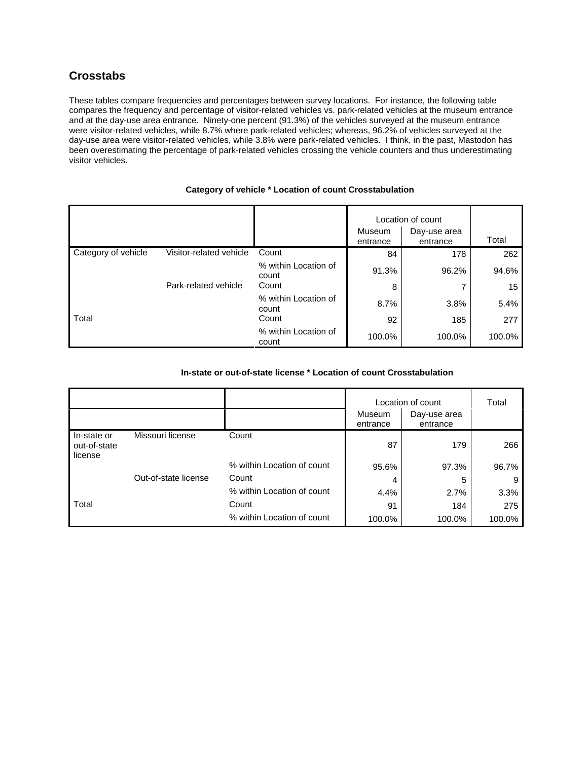## Crosstabs

These tables compare frequencies and percentages between survey locations. For instance, the following table compares the frequency and percentage of visitor-related vehicles vs. park-related vehicles at the museum entrance and at the day-use area entrance. Ninety-one percent (91.3%) of the vehicles surveyed at the museum entrance were visitor-related vehicles, while 8.7% where park-related vehicles; whereas, 96.2% of vehicles surveyed at the day-use area were visitor-related vehicles, while 3.8% were park-related vehicles. I think, in the past, Mastodon has been overestimating the percentage of park-related vehicles crossing the vehicle counters and thus underestimating visitor vehicles.

**Category of vehicle * Location of count Crosstabulation**

| | | | Location of count | | |
|---|---|---|---|---|---|
| | | | Museum entrance | Day-use area entrance | Total |
| Category of vehicle | Visitor-related vehicle | Count | 84 | 178 | 262 |
| | | % within Location of count | 91.3% | 96.2% | 94.6% |
| | Park-related vehicle | Count | 8 | 7 | 15 |
| | | % within Location of count | 8.7% | 3.8% | 5.4% |
| Total | | Count | 92 | 185 | 277 |
| | | % within Location of count | 100.0% | 100.0% | 100.0% |

**In-state or out-of-state license * Location of count Crosstabulation**

| | | | Location of count | | Total |
|---|---|---|---|---|---|
| | | | Museum entrance | Day-use area entrance | |
| In-state or out-of-state license | Missouri license | Count | 87 | 179 | 266 |
| | | % within Location of count | 95.6% | 97.3% | 96.7% |
| | Out-of-state license | Count | 4 | 5 | 9 |
| | | % within Location of count | 4.4% | 2.7% | 3.3% |
| Total | | Count | 91 | 184 | 275 |
| | | % within Location of count | 100.0% | 100.0% | 100.0% |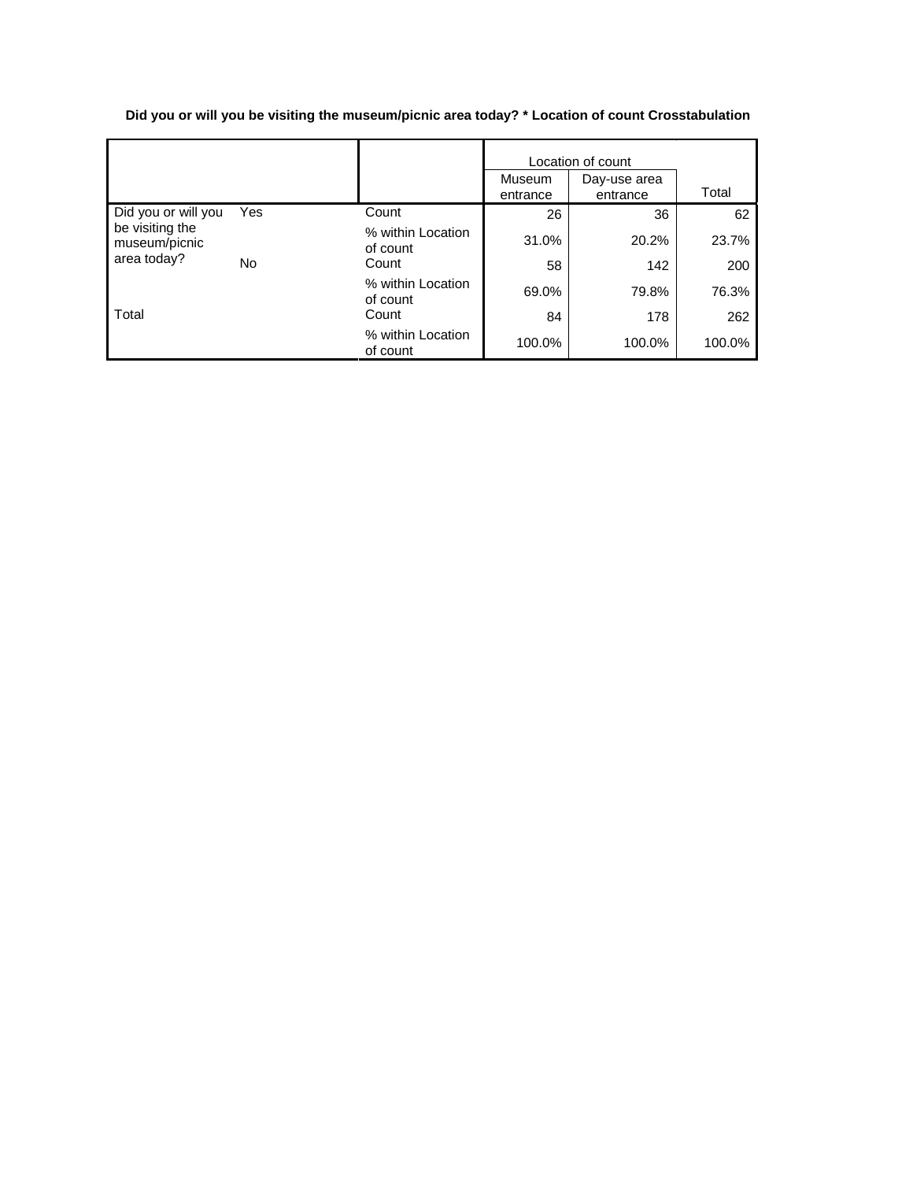**Did you or will you be visiting the museum/picnic area today? * Location of count Crosstabulation**

| | | | Location of count | | |
|---|---|---|---|---|---|
| | | | Museum entrance | Day-use area entrance | Total |
| Did you or will you be visiting the museum/picnic area today? | Yes | Count | 26 | 36 | 62 |
| | | % within Location of count | 31.0% | 20.2% | 23.7% |
| | No | Count | 58 | 142 | 200 |
| | | % within Location of count | 69.0% | 79.8% | 76.3% |
| Total | | Count | 84 | 178 | 262 |
| | | % within Location of count | 100.0% | 100.0% | 100.0% |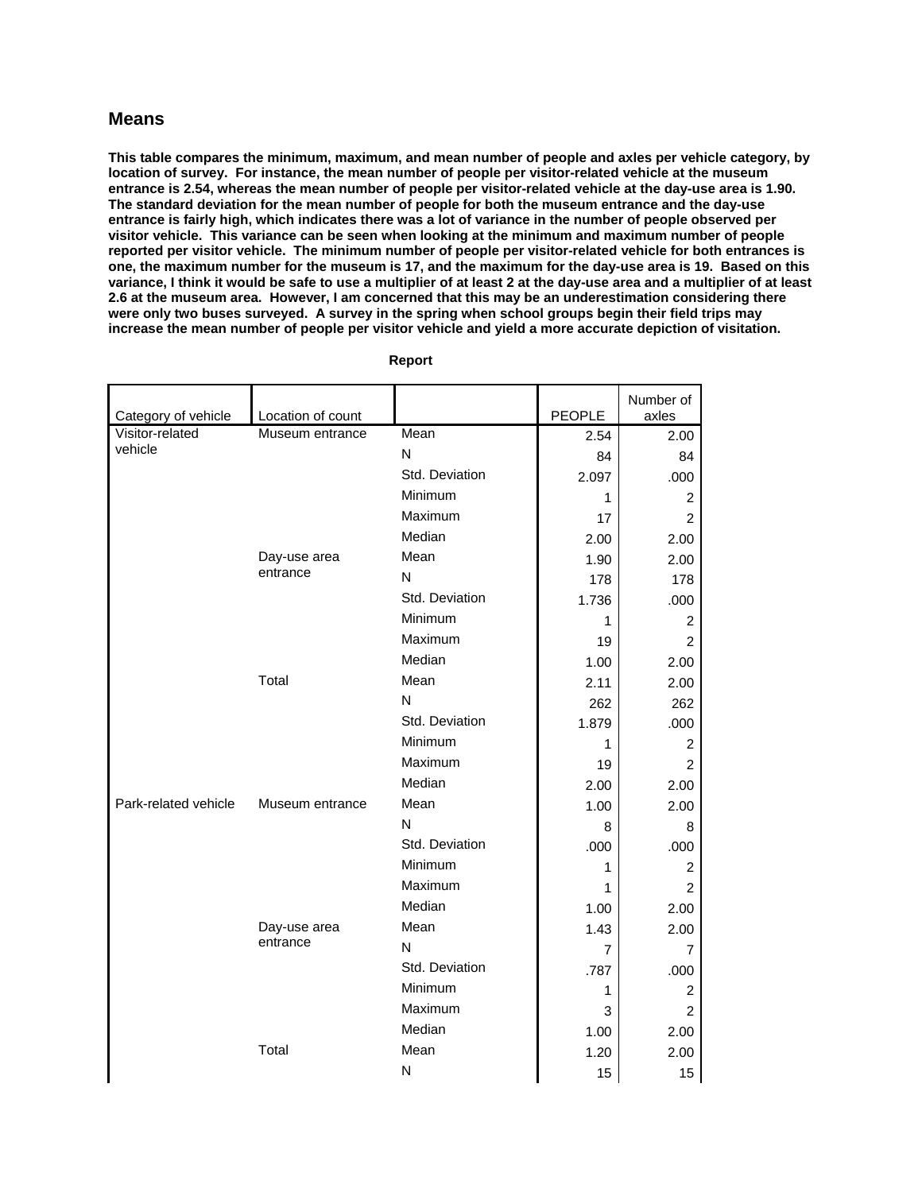## Means

**This table compares the minimum, maximum, and mean number of people and axles per vehicle category, by location of survey. For instance, the mean number of people per visitor-related vehicle at the museum entrance is 2.54, whereas the mean number of people per visitor-related vehicle at the day-use area is 1.90. The standard deviation for the mean number of people for both the museum entrance and the day-use entrance is fairly high, which indicates there was a lot of variance in the number of people observed per visitor vehicle. This variance can be seen when looking at the minimum and maximum number of people reported per visitor vehicle. The minimum number of people per visitor-related vehicle for both entrances is one, the maximum number for the museum is 17, and the maximum for the day-use area is 19. Based on this variance, I think it would be safe to use a multiplier of at least 2 at the day-use area and a multiplier of at least 2.6 at the museum area. However, I am concerned that this may be an underestimation considering there were only two buses surveyed. A survey in the spring when school groups begin their field trips may increase the mean number of people per visitor vehicle and yield a more accurate depiction of visitation.**

**Report**

| Category of vehicle | Location of count | | PEOPLE | Number of axles |
|---|---|---|---|---|
| Visitor-related vehicle | Museum entrance | Mean | 2.54 | 2.00 |
| | | N | 84 | 84 |
| | | Std. Deviation | 2.097 | .000 |
| | | Minimum | 1 | 2 |
| | | Maximum | 17 | 2 |
| | | Median | 2.00 | 2.00 |
| | Day-use area entrance | Mean | 1.90 | 2.00 |
| | | N | 178 | 178 |
| | | Std. Deviation | 1.736 | .000 |
| | | Minimum | 1 | 2 |
| | | Maximum | 19 | 2 |
| | | Median | 1.00 | 2.00 |
| | Total | Mean | 2.11 | 2.00 |
| | | N | 262 | 262 |
| | | Std. Deviation | 1.879 | .000 |
| | | Minimum | 1 | 2 |
| | | Maximum | 19 | 2 |
| | | Median | 2.00 | 2.00 |
| Park-related vehicle | Museum entrance | Mean | 1.00 | 2.00 |
| | | N | 8 | 8 |
| | | Std. Deviation | .000 | .000 |
| | | Minimum | 1 | 2 |
| | | Maximum | 1 | 2 |
| | | Median | 1.00 | 2.00 |
| | Day-use area entrance | Mean | 1.43 | 2.00 |
| | | N | 7 | 7 |
| | | Std. Deviation | .787 | .000 |
| | | Minimum | 1 | 2 |
| | | Maximum | 3 | 2 |
| | | Median | 1.00 | 2.00 |
| | Total | Mean | 1.20 | 2.00 |
| | | N | 15 | 15 |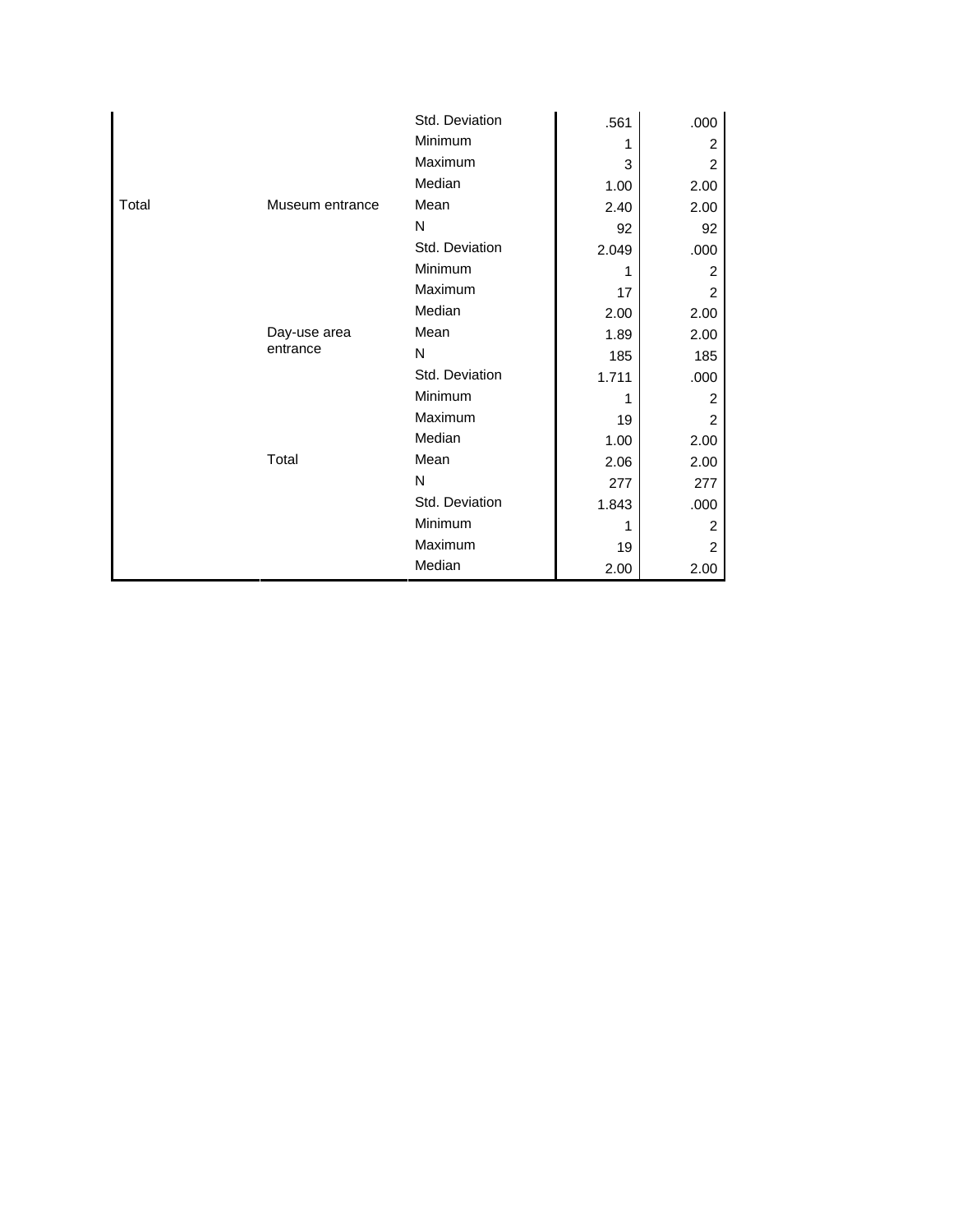| | | | | |
|---|---|---|---|---|
| | | Std. Deviation | .561 | .000 |
| | | Minimum | 1 | 2 |
| | | Maximum | 3 | 2 |
| | | Median | 1.00 | 2.00 |
| Total | Museum entrance | Mean | 2.40 | 2.00 |
| | | N | 92 | 92 |
| | | Std. Deviation | 2.049 | .000 |
| | | Minimum | 1 | 2 |
| | | Maximum | 17 | 2 |
| | | Median | 2.00 | 2.00 |
| | Day-use area entrance | Mean | 1.89 | 2.00 |
| | | N | 185 | 185 |
| | | Std. Deviation | 1.711 | .000 |
| | | Minimum | 1 | 2 |
| | | Maximum | 19 | 2 |
| | | Median | 1.00 | 2.00 |
| | Total | Mean | 2.06 | 2.00 |
| | | N | 277 | 277 |
| | | Std. Deviation | 1.843 | .000 |
| | | Minimum | 1 | 2 |
| | | Maximum | 19 | 2 |
| | | Median | 2.00 | 2.00 |